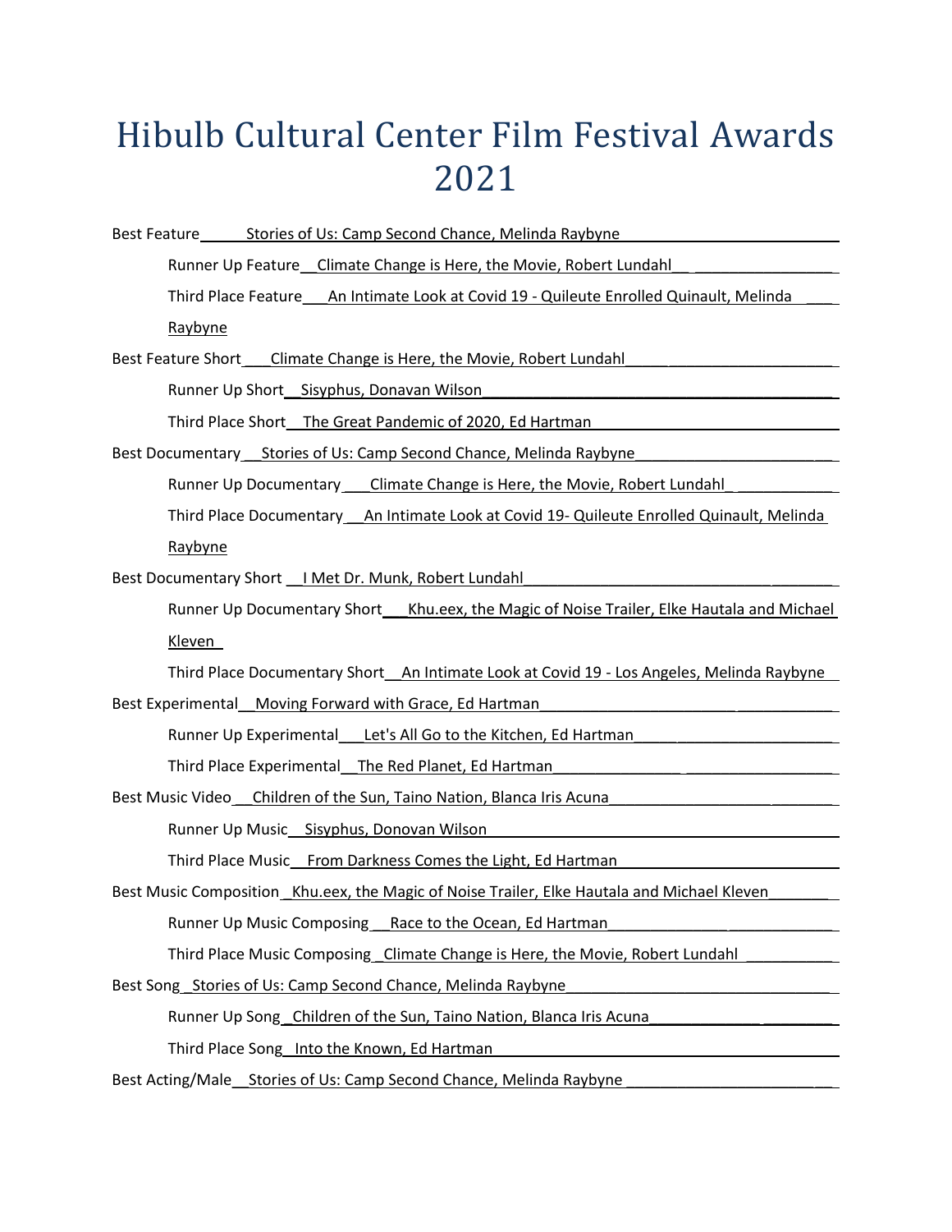# Hibulb Cultural Center Film Festival Awards 2021

Best Feature Stories of Us: Camp Second Chance, Melinda Raybyne

- Runner Up Feature Climate Change is Here, the Movie, Robert Lundahl
- Third Place Feature An Intimate Look at Covid 19 - Quileute Enrolled Quinault, Melinda Raybyne

Best Feature Short Climate Change is Here, the Movie, Robert Lundahl

- Runner Up Short Sisyphus, Donavan Wilson
- Third Place Short The Great Pandemic of 2020, Ed Hartman

Best Documentary Stories of Us: Camp Second Chance, Melinda Raybyne

- Runner Up Documentary Climate Change is Here, the Movie, Robert Lundahl
- Third Place Documentary An Intimate Look at Covid 19- Quileute Enrolled Quinault, Melinda Raybyne

Best Documentary Short I Met Dr. Munk, Robert Lundahl

- Runner Up Documentary Short Khu.eex, the Magic of Noise Trailer, Elke Hautala and Michael Kleven
- Third Place Documentary Short An Intimate Look at Covid 19 - Los Angeles, Melinda Raybyne

Best Experimental Moving Forward with Grace, Ed Hartman

- Runner Up Experimental Let's All Go to the Kitchen, Ed Hartman
- Third Place Experimental The Red Planet, Ed Hartman

Best Music Video Children of the Sun, Taino Nation, Blanca Iris Acuna

- Runner Up Music Sisyphus, Donovan Wilson
- Third Place Music From Darkness Comes the Light, Ed Hartman

Best Music Composition Khu.eex, the Magic of Noise Trailer, Elke Hautala and Michael Kleven

- Runner Up Music Composing Race to the Ocean, Ed Hartman
- Third Place Music Composing Climate Change is Here, the Movie, Robert Lundahl

Best Song Stories of Us: Camp Second Chance, Melinda Raybyne

- Runner Up Song Children of the Sun, Taino Nation, Blanca Iris Acuna
- Third Place Song Into the Known, Ed Hartman

Best Acting/Male Stories of Us: Camp Second Chance, Melinda Raybyne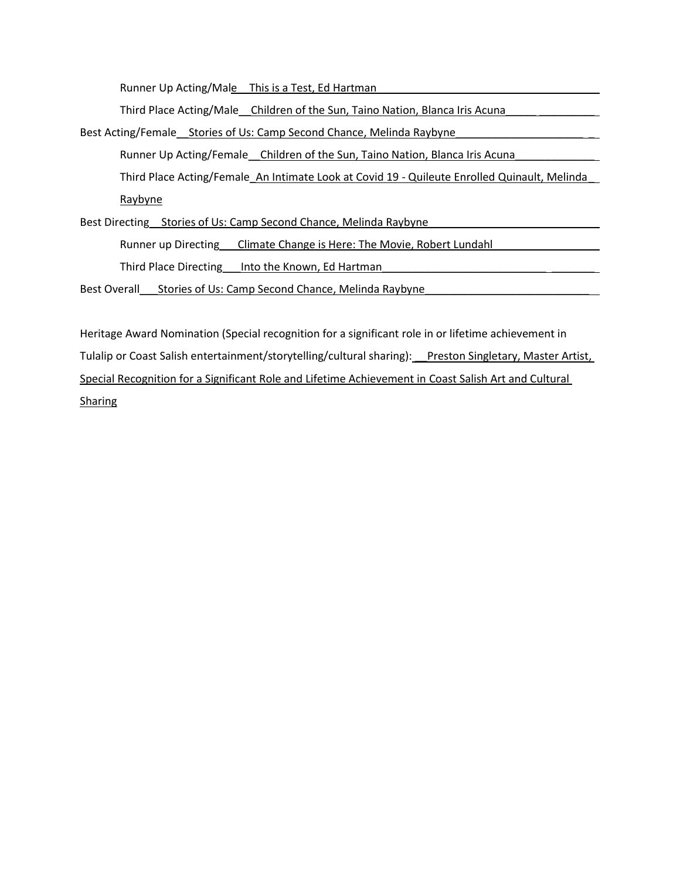Runner Up Acting/Male This is a Test, Ed Hartman

Third Place Acting/Male Children of the Sun, Taino Nation, Blanca Iris Acuna

Best Acting/Female Stories of Us: Camp Second Chance, Melinda Raybyne

Runner Up Acting/Female Children of the Sun, Taino Nation, Blanca Iris Acuna

Third Place Acting/Female An Intimate Look at Covid 19 - Quileute Enrolled Quinault, Melinda Raybyne

Best Directing Stories of Us: Camp Second Chance, Melinda Raybyne

Runner up Directing Climate Change is Here: The Movie, Robert Lundahl

Third Place Directing Into the Known, Ed Hartman

Best Overall Stories of Us: Camp Second Chance, Melinda Raybyne

Heritage Award Nomination (Special recognition for a significant role in or lifetime achievement in Tulalip or Coast Salish entertainment/storytelling/cultural sharing): Preston Singletary, Master Artist, Special Recognition for a Significant Role and Lifetime Achievement in Coast Salish Art and Cultural Sharing